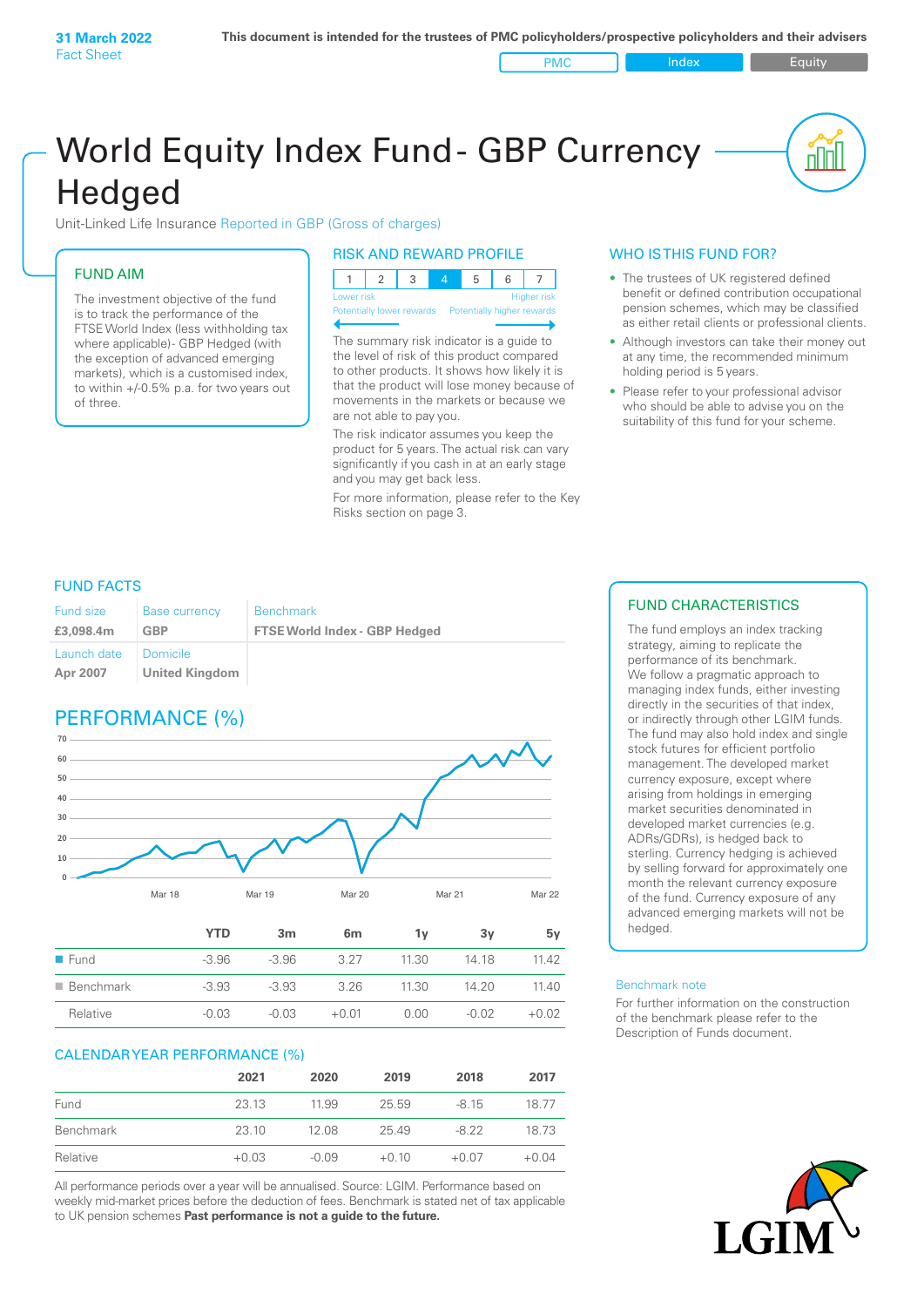31 March 2022
Fact Sheet

This document is intended for the trustees of PMC policyholders/prospective policyholders and their advisers

PMC | Index | Equity

# World Equity Index Fund - GBP Currency Hedged

Unit-Linked Life Insurance Reported in GBP (Gross of charges)

## FUND AIM

The investment objective of the fund is to track the performance of the FTSE World Index (less withholding tax where applicable)- GBP Hedged (with the exception of advanced emerging markets), which is a customised index, to within +/-0.5% p.a. for two years out of three.

## RISK AND REWARD PROFILE

| 1 | 2 | 3 | 4 | 5 | 6 | 7 |
|---|---|---|---|---|---|---|

Lower risk — Higher risk
Potentially lower rewards — Potentially higher rewards

The summary risk indicator is a guide to the level of risk of this product compared to other products. It shows how likely it is that the product will lose money because of movements in the markets or because we are not able to pay you.

The risk indicator assumes you keep the product for 5 years. The actual risk can vary significantly if you cash in at an early stage and you may get back less.

For more information, please refer to the Key Risks section on page 3.

## WHO IS THIS FUND FOR?

- The trustees of UK registered defined benefit or defined contribution occupational pension schemes, which may be classified as either retail clients or professional clients.
- Although investors can take their money out at any time, the recommended minimum holding period is 5 years.
- Please refer to your professional advisor who should be able to advise you on the suitability of this fund for your scheme.

## FUND FACTS

| Fund size | Base currency | Benchmark |
|---|---|---|
| £3,098.4m | GBP | FTSE World Index - GBP Hedged |
| **Launch date** | **Domicile** | |
| Apr 2007 | United Kingdom | |

## PERFORMANCE (%)

|  | YTD | 3m | 6m | 1y | 3y | 5y |
|---|---|---|---|---|---|---|
| Fund | -3.96 | -3.96 | 3.27 | 11.30 | 14.18 | 11.42 |
| Benchmark | -3.93 | -3.93 | 3.26 | 11.30 | 14.20 | 11.40 |
| Relative | -0.03 | -0.03 | +0.01 | 0.00 | -0.02 | +0.02 |

## CALENDAR YEAR PERFORMANCE (%)

|  | 2021 | 2020 | 2019 | 2018 | 2017 |
|---|---|---|---|---|---|
| Fund | 23.13 | 11.99 | 25.59 | -8.15 | 18.77 |
| Benchmark | 23.10 | 12.08 | 25.49 | -8.22 | 18.73 |
| Relative | +0.03 | -0.09 | +0.10 | +0.07 | +0.04 |

All performance periods over a year will be annualised. Source: LGIM. Performance based on weekly mid-market prices before the deduction of fees. Benchmark is stated net of tax applicable to UK pension schemes **Past performance is not a guide to the future.**

## FUND CHARACTERISTICS

The fund employs an index tracking strategy, aiming to replicate the performance of its benchmark.
We follow a pragmatic approach to managing index funds, either investing directly in the securities of that index, or indirectly through other LGIM funds. The fund may also hold index and single stock futures for efficient portfolio management. The developed market currency exposure, except where arising from holdings in emerging market securities denominated in developed market currencies (e.g. ADRs/GDRs), is hedged back to sterling. Currency hedging is achieved by selling forward for approximately one month the relevant currency exposure of the fund. Currency exposure of any advanced emerging markets will not be hedged.

### Benchmark note

For further information on the construction of the benchmark please refer to the Description of Funds document.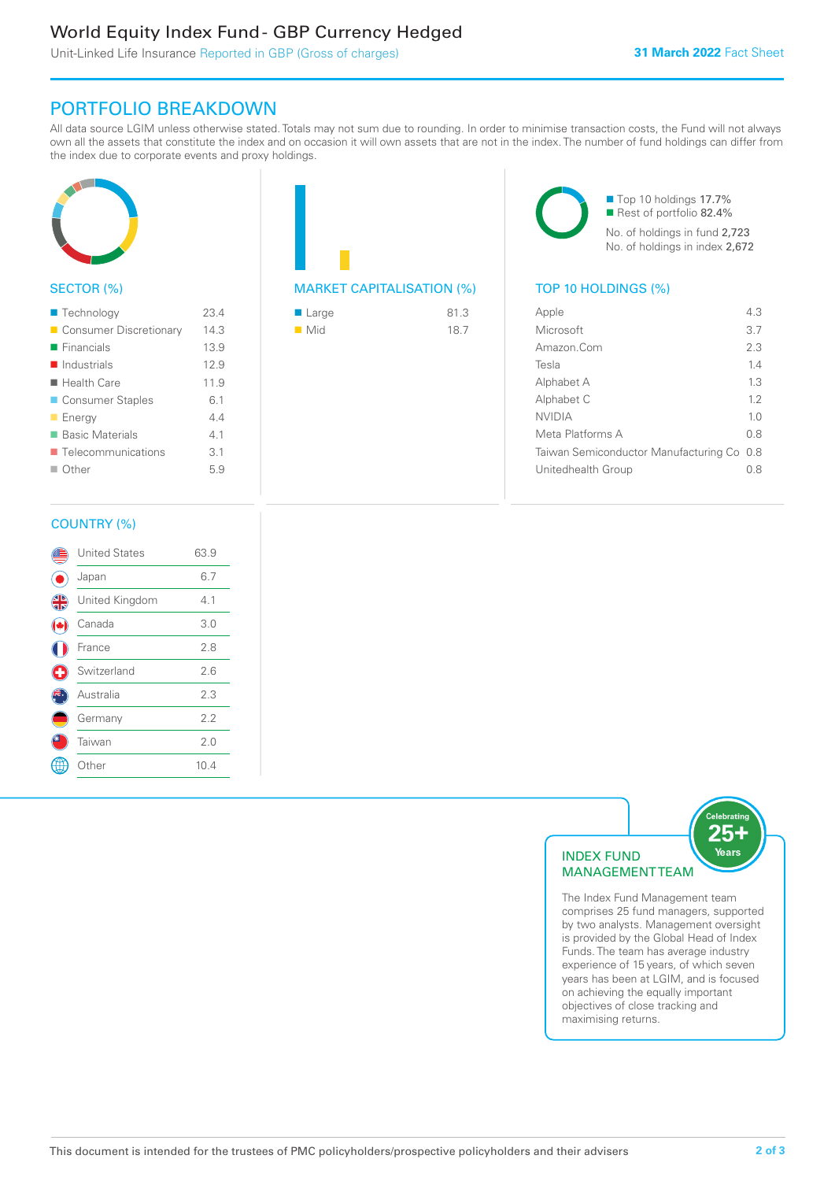# World Equity Index Fund - GBP Currency Hedged

Unit-Linked Life Insurance Reported in GBP (Gross of charges)

**31 March 2022** Fact Sheet

## PORTFOLIO BREAKDOWN

All data source LGIM unless otherwise stated. Totals may not sum due to rounding. In order to minimise transaction costs, the Fund will not always own all the assets that constitute the index and on occasion it will own assets that are not in the index. The number of fund holdings can differ from the index due to corporate events and proxy holdings.

### SECTOR (%)

| Sector | % |
|---|---|
| Technology | 23.4 |
| Consumer Discretionary | 14.3 |
| Financials | 13.9 |
| Industrials | 12.9 |
| Health Care | 11.9 |
| Consumer Staples | 6.1 |
| Energy | 4.4 |
| Basic Materials | 4.1 |
| Telecommunications | 3.1 |
| Other | 5.9 |

### MARKET CAPITALISATION (%)

| Market Capitalisation | % |
|---|---|
| Large | 81.3 |
| Mid | 18.7 |

- Top 10 holdings 17.7%
- Rest of portfolio 82.4%

No. of holdings in fund 2,723
No. of holdings in index 2,672

### TOP 10 HOLDINGS (%)

| Holding | % |
|---|---|
| Apple | 4.3 |
| Microsoft | 3.7 |
| Amazon.Com | 2.3 |
| Tesla | 1.4 |
| Alphabet A | 1.3 |
| Alphabet C | 1.2 |
| NVIDIA | 1.0 |
| Meta Platforms A | 0.8 |
| Taiwan Semiconductor Manufacturing Co | 0.8 |
| Unitedhealth Group | 0.8 |

### COUNTRY (%)

| Country | % |
|---|---|
| United States | 63.9 |
| Japan | 6.7 |
| United Kingdom | 4.1 |
| Canada | 3.0 |
| France | 2.8 |
| Switzerland | 2.6 |
| Australia | 2.3 |
| Germany | 2.2 |
| Taiwan | 2.0 |
| Other | 10.4 |

### INDEX FUND MANAGEMENT TEAM

Celebrating 25+ Years

The Index Fund Management team comprises 25 fund managers, supported by two analysts. Management oversight is provided by the Global Head of Index Funds. The team has average industry experience of 15 years, of which seven years has been at LGIM, and is focused on achieving the equally important objectives of close tracking and maximising returns.

This document is intended for the trustees of PMC policyholders/prospective policyholders and their advisers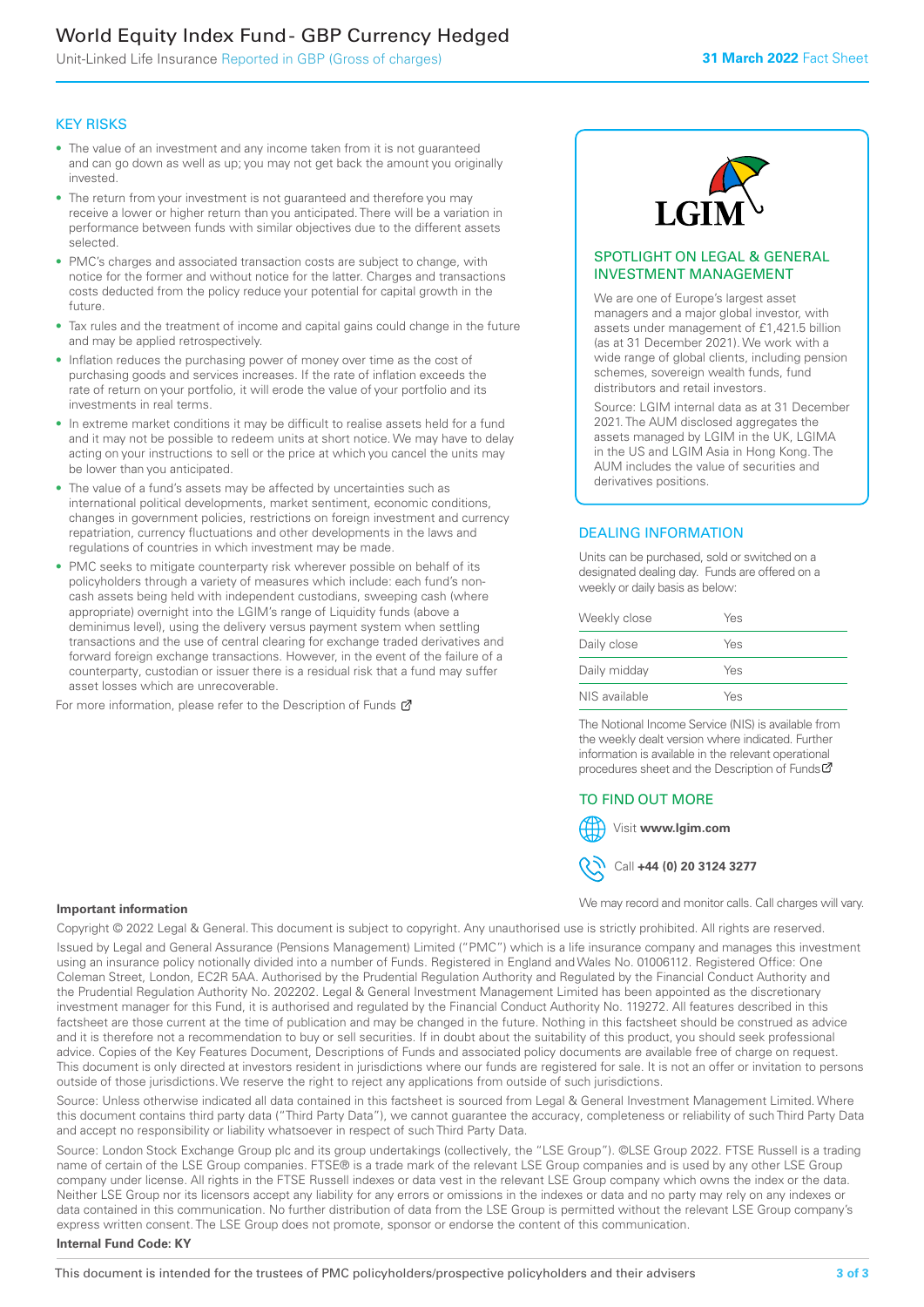## KEY RISKS

- The value of an investment and any income taken from it is not guaranteed and can go down as well as up; you may not get back the amount you originally invested.
- The return from your investment is not guaranteed and therefore you may receive a lower or higher return than you anticipated. There will be a variation in performance between funds with similar objectives due to the different assets selected.
- PMC's charges and associated transaction costs are subject to change, with notice for the former and without notice for the latter. Charges and transactions costs deducted from the policy reduce your potential for capital growth in the future.
- Tax rules and the treatment of income and capital gains could change in the future and may be applied retrospectively.
- Inflation reduces the purchasing power of money over time as the cost of purchasing goods and services increases. If the rate of inflation exceeds the rate of return on your portfolio, it will erode the value of your portfolio and its investments in real terms.
- In extreme market conditions it may be difficult to realise assets held for a fund and it may not be possible to redeem units at short notice. We may have to delay acting on your instructions to sell or the price at which you cancel the units may be lower than you anticipated.
- The value of a fund's assets may be affected by uncertainties such as international political developments, market sentiment, economic conditions, changes in government policies, restrictions on foreign investment and currency repatriation, currency fluctuations and other developments in the laws and regulations of countries in which investment may be made.
- PMC seeks to mitigate counterparty risk wherever possible on behalf of its policyholders through a variety of measures which include: each fund's non-cash assets being held with independent custodians, sweeping cash (where appropriate) overnight into the LGIM's range of Liquidity funds (above a deminimus level), using the delivery versus payment system when settling transactions and the use of central clearing for exchange traded derivatives and forward foreign exchange transactions. However, in the event of the failure of a counterparty, custodian or issuer there is a residual risk that a fund may suffer asset losses which are unrecoverable.

For more information, please refer to the Description of Funds

## SPOTLIGHT ON LEGAL & GENERAL INVESTMENT MANAGEMENT

We are one of Europe's largest asset managers and a major global investor, with assets under management of £1,421.5 billion (as at 31 December 2021). We work with a wide range of global clients, including pension schemes, sovereign wealth funds, fund distributors and retail investors.

Source: LGIM internal data as at 31 December 2021. The AUM disclosed aggregates the assets managed by LGIM in the UK, LGIMA in the US and LGIM Asia in Hong Kong. The AUM includes the value of securities and derivatives positions.

## DEALING INFORMATION

Units can be purchased, sold or switched on a designated dealing day. Funds are offered on a weekly or daily basis as below:

| | |
|---|---|
| Weekly close | Yes |
| Daily close | Yes |
| Daily midday | Yes |
| NIS available | Yes |

The Notional Income Service (NIS) is available from the weekly dealt version where indicated. Further information is available in the relevant operational procedures sheet and the Description of Funds

## TO FIND OUT MORE

Visit **www.lgim.com**

Call **+44 (0) 20 3124 3277**

We may record and monitor calls. Call charges will vary.

**Important information**

Copyright © 2022 Legal & General. This document is subject to copyright. Any unauthorised use is strictly prohibited. All rights are reserved.

Issued by Legal and General Assurance (Pensions Management) Limited ("PMC") which is a life insurance company and manages this investment using an insurance policy notionally divided into a number of Funds. Registered in England and Wales No. 01006112. Registered Office: One Coleman Street, London, EC2R 5AA. Authorised by the Prudential Regulation Authority and Regulated by the Financial Conduct Authority and the Prudential Regulation Authority No. 202202. Legal & General Investment Management Limited has been appointed as the discretionary investment manager for this Fund, it is authorised and regulated by the Financial Conduct Authority No. 119272. All features described in this factsheet are those current at the time of publication and may be changed in the future. Nothing in this factsheet should be construed as advice and it is therefore not a recommendation to buy or sell securities. If in doubt about the suitability of this product, you should seek professional advice. Copies of the Key Features Document, Descriptions of Funds and associated policy documents are available free of charge on request. This document is only directed at investors resident in jurisdictions where our funds are registered for sale. It is not an offer or invitation to persons outside of those jurisdictions. We reserve the right to reject any applications from outside of such jurisdictions.

Source: Unless otherwise indicated all data contained in this factsheet is sourced from Legal & General Investment Management Limited. Where this document contains third party data ("Third Party Data"), we cannot guarantee the accuracy, completeness or reliability of such Third Party Data and accept no responsibility or liability whatsoever in respect of such Third Party Data.

Source: London Stock Exchange Group plc and its group undertakings (collectively, the "LSE Group"). ©LSE Group 2022. FTSE Russell is a trading name of certain of the LSE Group companies. FTSE® is a trade mark of the relevant LSE Group companies and is used by any other LSE Group company under license. All rights in the FTSE Russell indexes or data vest in the relevant LSE Group company which owns the index or the data. Neither LSE Group nor its licensors accept any liability for any errors or omissions in the indexes or data and no party may rely on any indexes or data contained in this communication. No further distribution of data from the LSE Group is permitted without the relevant LSE Group company's express written consent. The LSE Group does not promote, sponsor or endorse the content of this communication.

**Internal Fund Code: KY**

This document is intended for the trustees of PMC policyholders/prospective policyholders and their advisers